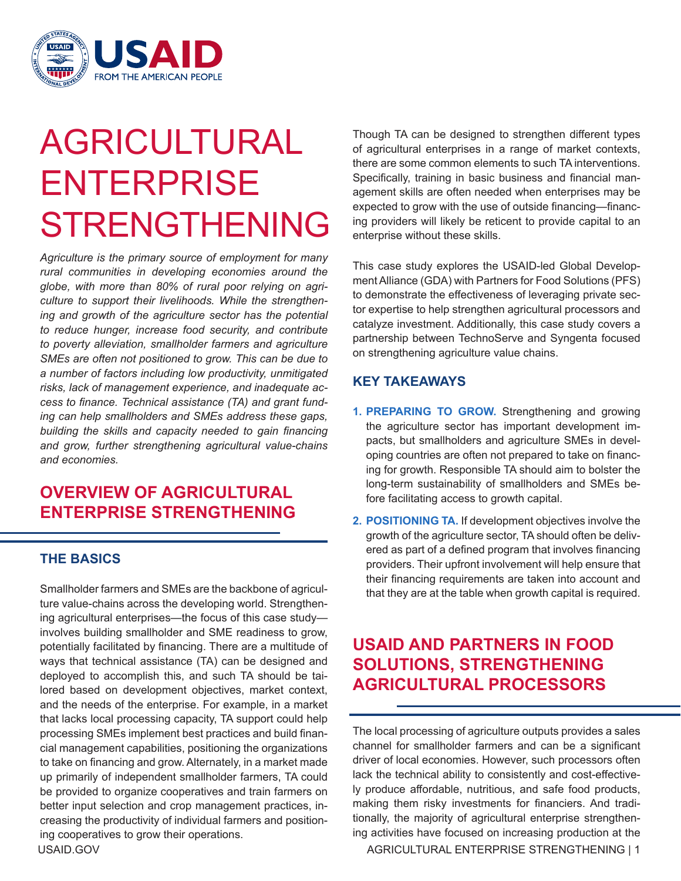# AGRICULTURAL ENTERPRISE STRENGTHENING

*Agriculture is the primary source of employment for many rural communities in developing economies around the globe, with more than 80% of rural poor relying on agriculture to support their livelihoods. While the strengthening and growth of the agriculture sector has the potential to reduce hunger, increase food security, and contribute to poverty alleviation, smallholder farmers and agriculture SMEs are often not positioned to grow. This can be due to a number of factors including low productivity, unmitigated risks, lack of management experience, and inadequate access to finance. Technical assistance (TA) and grant funding can help smallholders and SMEs address these gaps, building the skills and capacity needed to gain financing and grow, further strengthening agricultural value-chains and economies.*

## OVERVIEW OF AGRICULTURAL ENTERPRISE STRENGTHENING

### THE BASICS

Smallholder farmers and SMEs are the backbone of agriculture value-chains across the developing world. Strengthening agricultural enterprises—the focus of this case study—involves building smallholder and SME readiness to grow, potentially facilitated by financing. There are a multitude of ways that technical assistance (TA) can be designed and deployed to accomplish this, and such TA should be tailored based on development objectives, market context, and the needs of the enterprise. For example, in a market that lacks local processing capacity, TA support could help processing SMEs implement best practices and build financial management capabilities, positioning the organizations to take on financing and grow. Alternately, in a market made up primarily of independent smallholder farmers, TA could be provided to organize cooperatives and train farmers on better input selection and crop management practices, increasing the productivity of individual farmers and positioning cooperatives to grow their operations.

Though TA can be designed to strengthen different types of agricultural enterprises in a range of market contexts, there are some common elements to such TA interventions. Specifically, training in basic business and financial management skills are often needed when enterprises may be expected to grow with the use of outside financing—financing providers will likely be reticent to provide capital to an enterprise without these skills.

This case study explores the USAID-led Global Development Alliance (GDA) with Partners for Food Solutions (PFS) to demonstrate the effectiveness of leveraging private sector expertise to help strengthen agricultural processors and catalyze investment. Additionally, this case study covers a partnership between TechnoServe and Syngenta focused on strengthening agriculture value chains.

### KEY TAKEAWAYS

1. **PREPARING TO GROW.** Strengthening and growing the agriculture sector has important development impacts, but smallholders and agriculture SMEs in developing countries are often not prepared to take on financing for growth. Responsible TA should aim to bolster the long-term sustainability of smallholders and SMEs before facilitating access to growth capital.
2. **POSITIONING TA.** If development objectives involve the growth of the agriculture sector, TA should often be delivered as part of a defined program that involves financing providers. Their upfront involvement will help ensure that their financing requirements are taken into account and that they are at the table when growth capital is required.

## USAID AND PARTNERS IN FOOD SOLUTIONS, STRENGTHENING AGRICULTURAL PROCESSORS

The local processing of agriculture outputs provides a sales channel for smallholder farmers and can be a significant driver of local economies. However, such processors often lack the technical ability to consistently and cost-effectively produce affordable, nutritious, and safe food products, making them risky investments for financiers. And traditionally, the majority of agricultural enterprise strengthening activities have focused on increasing production at the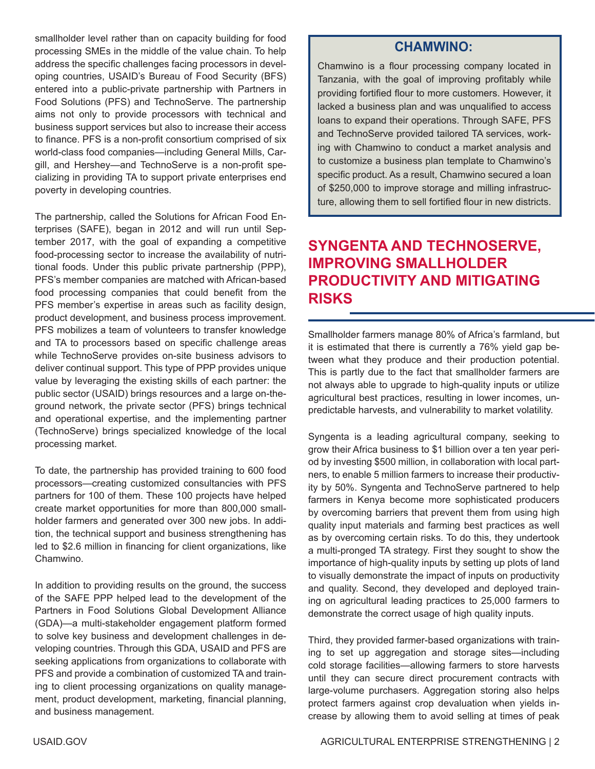smallholder level rather than on capacity building for food processing SMEs in the middle of the value chain. To help address the specific challenges facing processors in developing countries, USAID's Bureau of Food Security (BFS) entered into a public-private partnership with Partners in Food Solutions (PFS) and TechnoServe. The partnership aims not only to provide processors with technical and business support services but also to increase their access to finance. PFS is a non-profit consortium comprised of six world-class food companies—including General Mills, Cargill, and Hershey—and TechnoServe is a non-profit specializing in providing TA to support private enterprises end poverty in developing countries.

The partnership, called the Solutions for African Food Enterprises (SAFE), began in 2012 and will run until September 2017, with the goal of expanding a competitive food-processing sector to increase the availability of nutritional foods. Under this public private partnership (PPP), PFS's member companies are matched with African-based food processing companies that could benefit from the PFS member's expertise in areas such as facility design, product development, and business process improvement. PFS mobilizes a team of volunteers to transfer knowledge and TA to processors based on specific challenge areas while TechnoServe provides on-site business advisors to deliver continual support. This type of PPP provides unique value by leveraging the existing skills of each partner: the public sector (USAID) brings resources and a large on-the-ground network, the private sector (PFS) brings technical and operational expertise, and the implementing partner (TechnoServe) brings specialized knowledge of the local processing market.

To date, the partnership has provided training to 600 food processors—creating customized consultancies with PFS partners for 100 of them. These 100 projects have helped create market opportunities for more than 800,000 smallholder farmers and generated over 300 new jobs. In addition, the technical support and business strengthening has led to $2.6 million in financing for client organizations, like Chamwino.

In addition to providing results on the ground, the success of the SAFE PPP helped lead to the development of the Partners in Food Solutions Global Development Alliance (GDA)—a multi-stakeholder engagement platform formed to solve key business and development challenges in developing countries. Through this GDA, USAID and PFS are seeking applications from organizations to collaborate with PFS and provide a combination of customized TA and training to client processing organizations on quality management, product development, marketing, financial planning, and business management.

### CHAMWINO:

Chamwino is a flour processing company located in Tanzania, with the goal of improving profitably while providing fortified flour to more customers. However, it lacked a business plan and was unqualified to access loans to expand their operations. Through SAFE, PFS and TechnoServe provided tailored TA services, working with Chamwino to conduct a market analysis and to customize a business plan template to Chamwino's specific product. As a result, Chamwino secured a loan of $250,000 to improve storage and milling infrastructure, allowing them to sell fortified flour in new districts.

## SYNGENTA AND TECHNOSERVE, IMPROVING SMALLHOLDER PRODUCTIVITY AND MITIGATING RISKS

Smallholder farmers manage 80% of Africa's farmland, but it is estimated that there is currently a 76% yield gap between what they produce and their production potential. This is partly due to the fact that smallholder farmers are not always able to upgrade to high-quality inputs or utilize agricultural best practices, resulting in lower incomes, unpredictable harvests, and vulnerability to market volatility.

Syngenta is a leading agricultural company, seeking to grow their Africa business to $1 billion over a ten year period by investing $500 million, in collaboration with local partners, to enable 5 million farmers to increase their productivity by 50%. Syngenta and TechnoServe partnered to help farmers in Kenya become more sophisticated producers by overcoming barriers that prevent them from using high quality input materials and farming best practices as well as by overcoming certain risks. To do this, they undertook a multi-pronged TA strategy. First they sought to show the importance of high-quality inputs by setting up plots of land to visually demonstrate the impact of inputs on productivity and quality. Second, they developed and deployed training on agricultural leading practices to 25,000 farmers to demonstrate the correct usage of high quality inputs.

Third, they provided farmer-based organizations with training to set up aggregation and storage sites—including cold storage facilities—allowing farmers to store harvests until they can secure direct procurement contracts with large-volume purchasers. Aggregation storing also helps protect farmers against crop devaluation when yields increase by allowing them to avoid selling at times of peak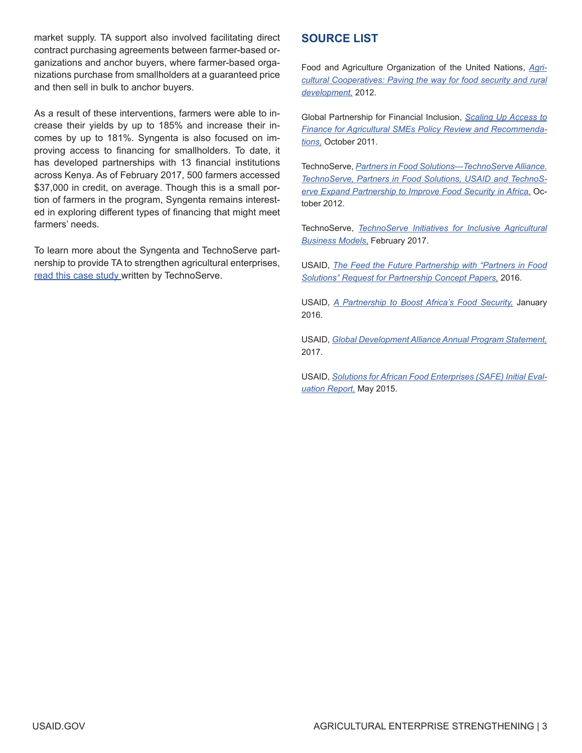market supply. TA support also involved facilitating direct contract purchasing agreements between farmer-based organizations and anchor buyers, where farmer-based organizations purchase from smallholders at a guaranteed price and then sell in bulk to anchor buyers.

As a result of these interventions, farmers were able to increase their yields by up to 185% and increase their incomes by up to 181%. Syngenta is also focused on improving access to financing for smallholders. To date, it has developed partnerships with 13 financial institutions across Kenya. As of February 2017, 500 farmers accessed $37,000 in credit, on average. Though this is a small portion of farmers in the program, Syngenta remains interested in exploring different types of financing that might meet farmers' needs.

To learn more about the Syngenta and TechnoServe partnership to provide TA to strengthen agricultural enterprises, read this case study written by TechnoServe.

## SOURCE LIST

Food and Agriculture Organization of the United Nations, *Agricultural Cooperatives: Paving the way for food security and rural development,* 2012.

Global Partnership for Financial Inclusion, *Scaling Up Access to Finance for Agricultural SMEs Policy Review and Recommendations,* October 2011.

TechnoServe, *Partners in Food Solutions—TechnoServe Alliance. TechnoServe, Partners in Food Solutions, USAID and TechnoServe Expand Partnership to Improve Food Security in Africa,* October 2012.

TechnoServe, *TechnoServe Initiatives for Inclusive Agricultural Business Models,* February 2017.

USAID, *The Feed the Future Partnership with "Partners in Food Solutions" Request for Partnership Concept Papers,* 2016.

USAID, *A Partnership to Boost Africa's Food Security,* January 2016.

USAID, *Global Development Alliance Annual Program Statement,* 2017.

USAID, *Solutions for African Food Enterprises (SAFE) Initial Evaluation Report,* May 2015.